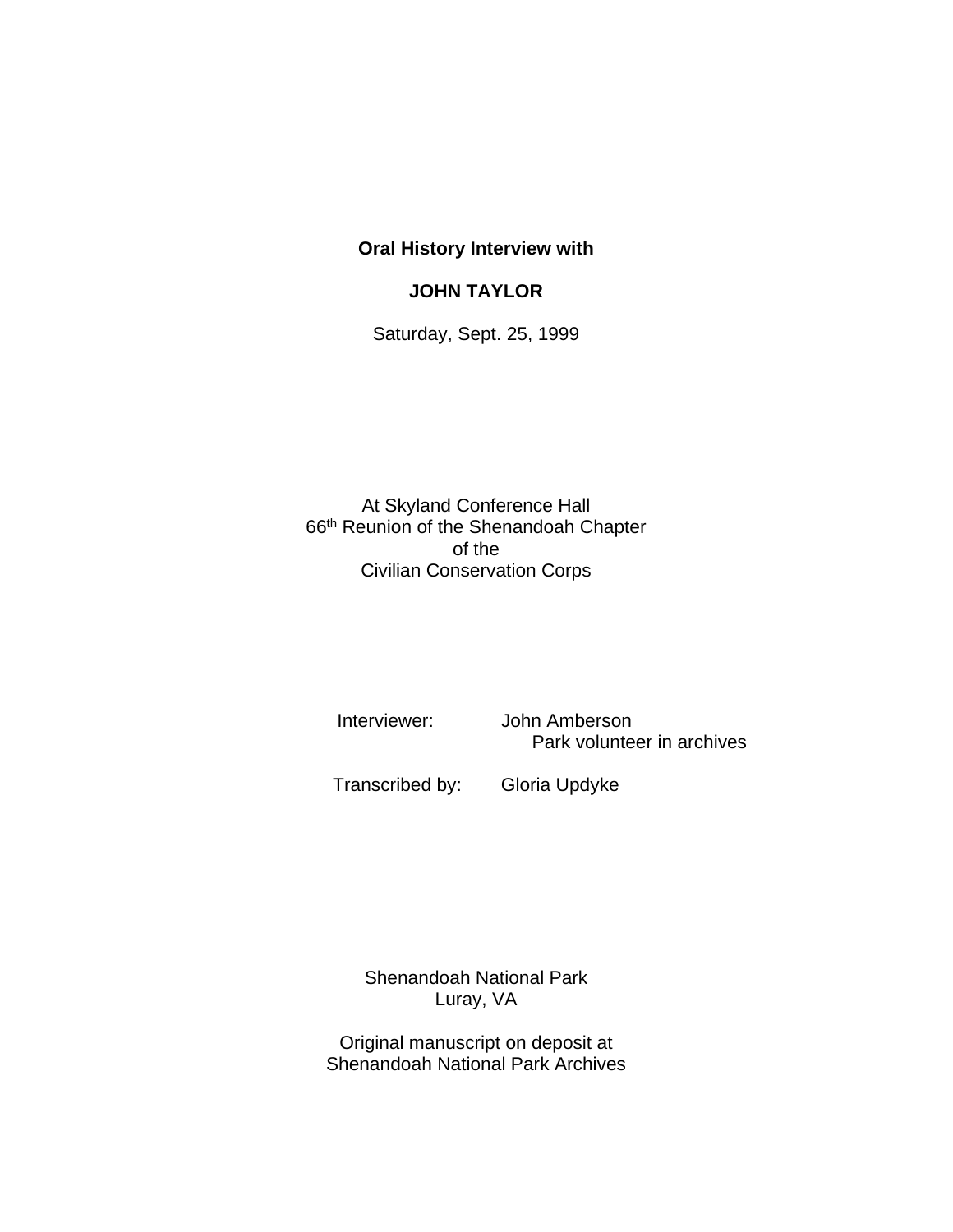**Oral History Interview with**

**JOHN TAYLOR**

Saturday, Sept. 25, 1999

At Skyland Conference Hall
66th Reunion of the Shenandoah Chapter
of the
Civilian Conservation Corps

Interviewer: John Amberson
Park volunteer in archives

Transcribed by: Gloria Updyke

Shenandoah National Park
Luray, VA

Original manuscript on deposit at
Shenandoah National Park Archives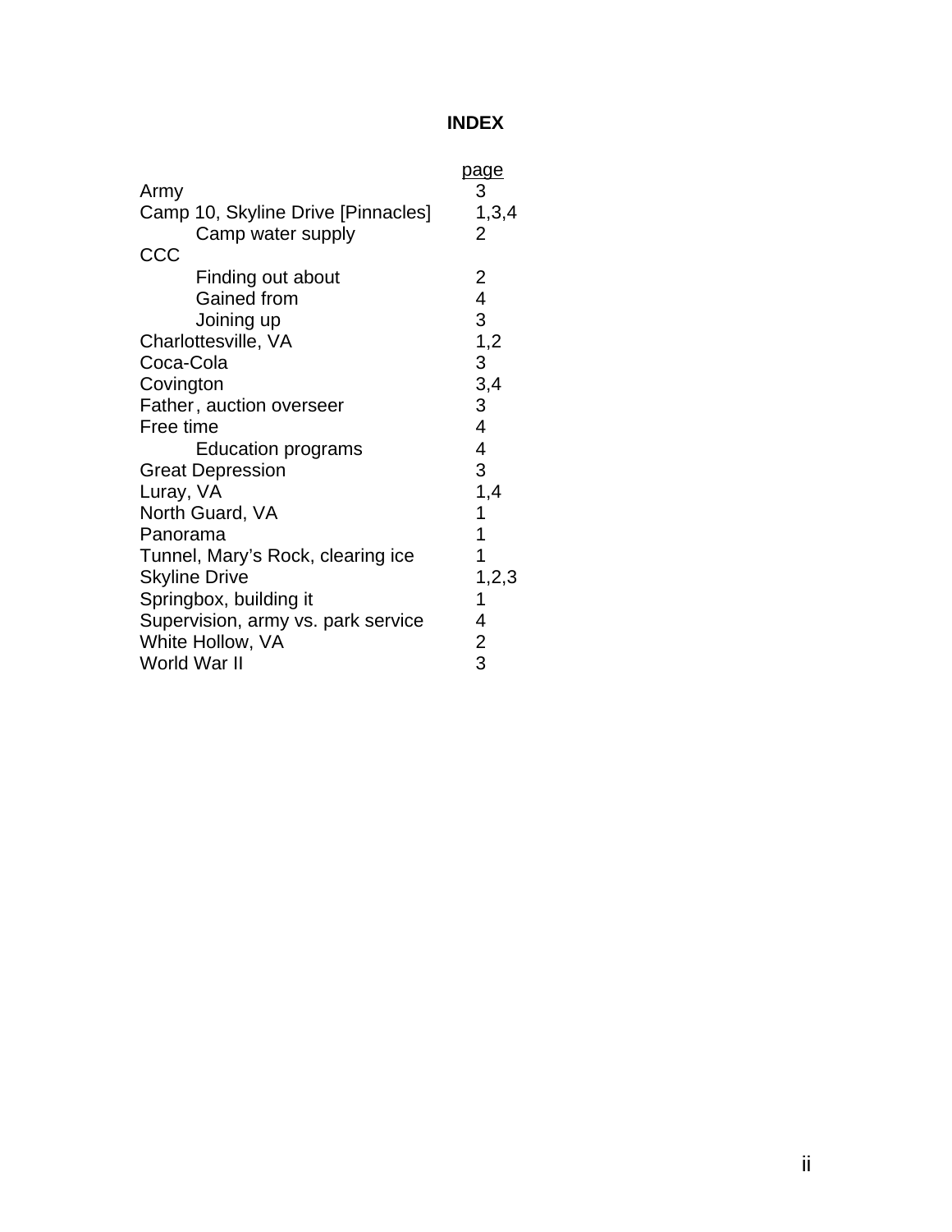# INDEX

| | page |
|---|---|
| Army | 3 |
| Camp 10, Skyline Drive [Pinnacles] | 1,3,4 |
|     Camp water supply | 2 |
| CCC | |
|     Finding out about | 2 |
|     Gained from | 4 |
|     Joining up | 3 |
| Charlottesville, VA | 1,2 |
| Coca-Cola | 3 |
| Covington | 3,4 |
| Father, auction overseer | 3 |
| Free time | 4 |
|     Education programs | 4 |
| Great Depression | 3 |
| Luray, VA | 1,4 |
| North Guard, VA | 1 |
| Panorama | 1 |
| Tunnel, Mary's Rock, clearing ice | 1 |
| Skyline Drive | 1,2,3 |
| Springbox, building it | 1 |
| Supervision, army vs. park service | 4 |
| White Hollow, VA | 2 |
| World War II | 3 |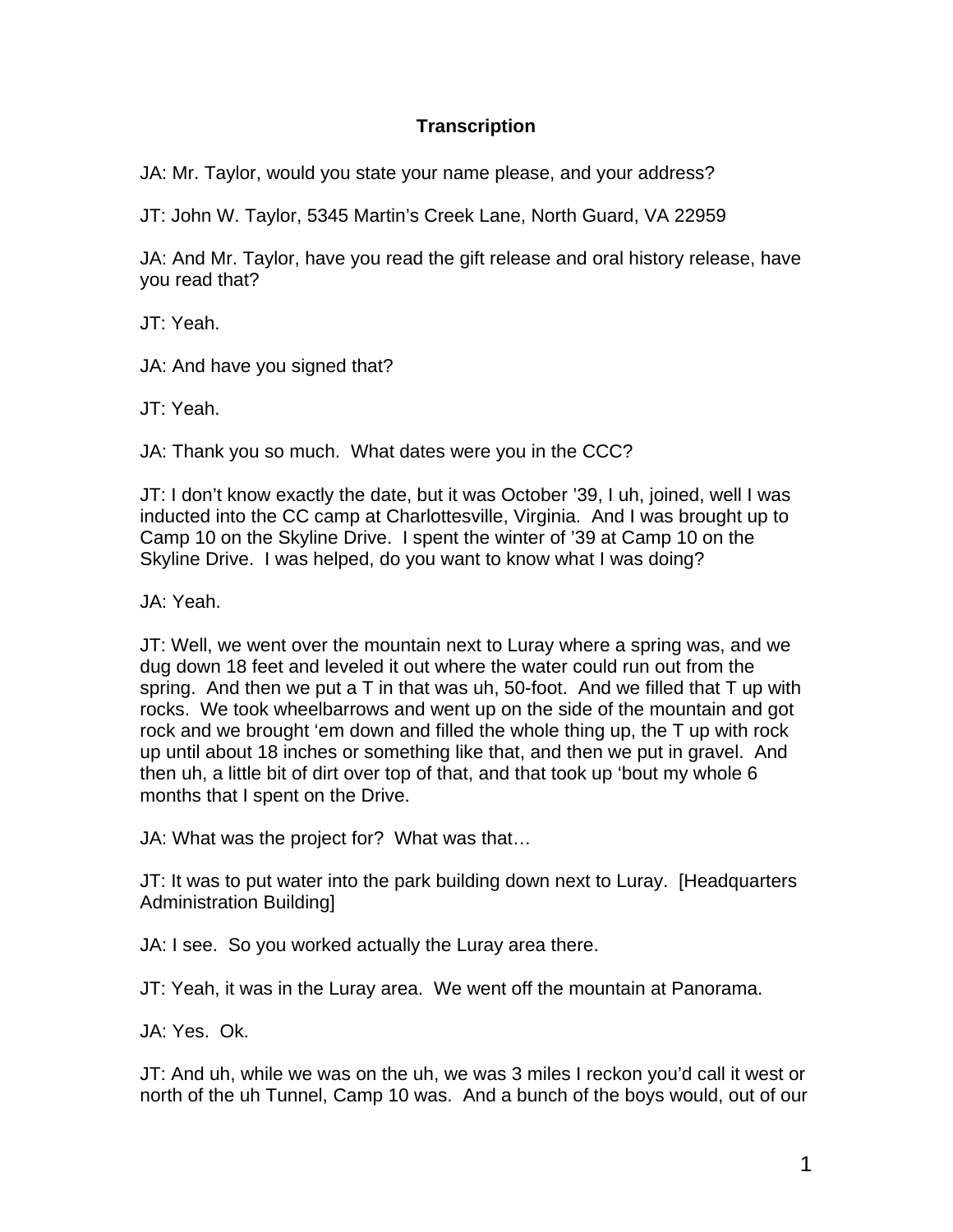**Transcription**

JA: Mr. Taylor, would you state your name please, and your address?

JT: John W. Taylor, 5345 Martin's Creek Lane, North Guard, VA 22959

JA: And Mr. Taylor, have you read the gift release and oral history release, have you read that?

JT: Yeah.

JA: And have you signed that?

JT: Yeah.

JA: Thank you so much. What dates were you in the CCC?

JT: I don't know exactly the date, but it was October '39, I uh, joined, well I was inducted into the CC camp at Charlottesville, Virginia. And I was brought up to Camp 10 on the Skyline Drive. I spent the winter of '39 at Camp 10 on the Skyline Drive. I was helped, do you want to know what I was doing?

JA: Yeah.

JT: Well, we went over the mountain next to Luray where a spring was, and we dug down 18 feet and leveled it out where the water could run out from the spring. And then we put a T in that was uh, 50-foot. And we filled that T up with rocks. We took wheelbarrows and went up on the side of the mountain and got rock and we brought 'em down and filled the whole thing up, the T up with rock up until about 18 inches or something like that, and then we put in gravel. And then uh, a little bit of dirt over top of that, and that took up 'bout my whole 6 months that I spent on the Drive.

JA: What was the project for? What was that…

JT: It was to put water into the park building down next to Luray. [Headquarters Administration Building]

JA: I see. So you worked actually the Luray area there.

JT: Yeah, it was in the Luray area. We went off the mountain at Panorama.

JA: Yes. Ok.

JT: And uh, while we was on the uh, we was 3 miles I reckon you'd call it west or north of the uh Tunnel, Camp 10 was. And a bunch of the boys would, out of our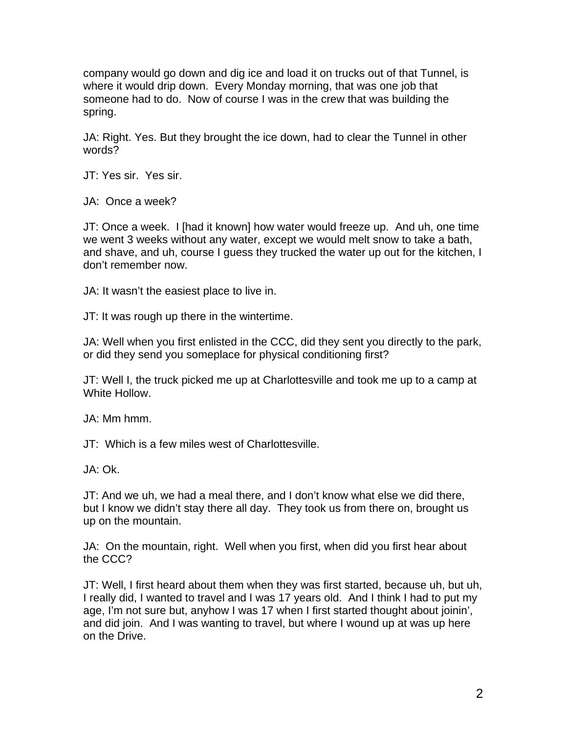company would go down and dig ice and load it on trucks out of that Tunnel, is where it would drip down. Every Monday morning, that was one job that someone had to do. Now of course I was in the crew that was building the spring.

JA: Right. Yes. But they brought the ice down, had to clear the Tunnel in other words?

JT: Yes sir. Yes sir.

JA: Once a week?

JT: Once a week. I [had it known] how water would freeze up. And uh, one time we went 3 weeks without any water, except we would melt snow to take a bath, and shave, and uh, course I guess they trucked the water up out for the kitchen, I don't remember now.

JA: It wasn't the easiest place to live in.

JT: It was rough up there in the wintertime.

JA: Well when you first enlisted in the CCC, did they sent you directly to the park, or did they send you someplace for physical conditioning first?

JT: Well I, the truck picked me up at Charlottesville and took me up to a camp at White Hollow.

JA: Mm hmm.

JT: Which is a few miles west of Charlottesville.

JA: Ok.

JT: And we uh, we had a meal there, and I don't know what else we did there, but I know we didn't stay there all day. They took us from there on, brought us up on the mountain.

JA: On the mountain, right. Well when you first, when did you first hear about the CCC?

JT: Well, I first heard about them when they was first started, because uh, but uh, I really did, I wanted to travel and I was 17 years old. And I think I had to put my age, I'm not sure but, anyhow I was 17 when I first started thought about joinin', and did join. And I was wanting to travel, but where I wound up at was up here on the Drive.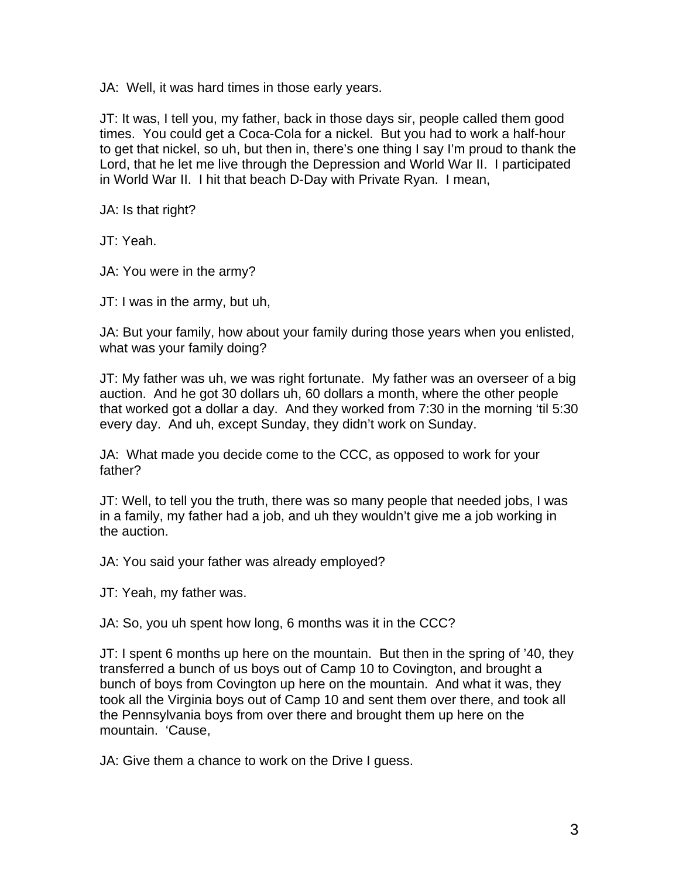JA:  Well, it was hard times in those early years.

JT: It was, I tell you, my father, back in those days sir, people called them good times.  You could get a Coca-Cola for a nickel.  But you had to work a half-hour to get that nickel, so uh, but then in, there's one thing I say I'm proud to thank the Lord, that he let me live through the Depression and World War II.  I participated in World War II.  I hit that beach D-Day with Private Ryan.  I mean,

JA: Is that right?

JT: Yeah.

JA: You were in the army?

JT: I was in the army, but uh,

JA: But your family, how about your family during those years when you enlisted, what was your family doing?

JT: My father was uh, we was right fortunate.  My father was an overseer of a big auction.  And he got 30 dollars uh, 60 dollars a month, where the other people that worked got a dollar a day.  And they worked from 7:30 in the morning 'til 5:30 every day.  And uh, except Sunday, they didn't work on Sunday.

JA:  What made you decide come to the CCC, as opposed to work for your father?

JT: Well, to tell you the truth, there was so many people that needed jobs, I was in a family, my father had a job, and uh they wouldn't give me a job working in the auction.

JA: You said your father was already employed?

JT: Yeah, my father was.

JA: So, you uh spent how long, 6 months was it in the CCC?

JT: I spent 6 months up here on the mountain.  But then in the spring of '40, they transferred a bunch of us boys out of Camp 10 to Covington, and brought a bunch of boys from Covington up here on the mountain.  And what it was, they took all the Virginia boys out of Camp 10 and sent them over there, and took all the Pennsylvania boys from over there and brought them up here on the mountain.  'Cause,

JA: Give them a chance to work on the Drive I guess.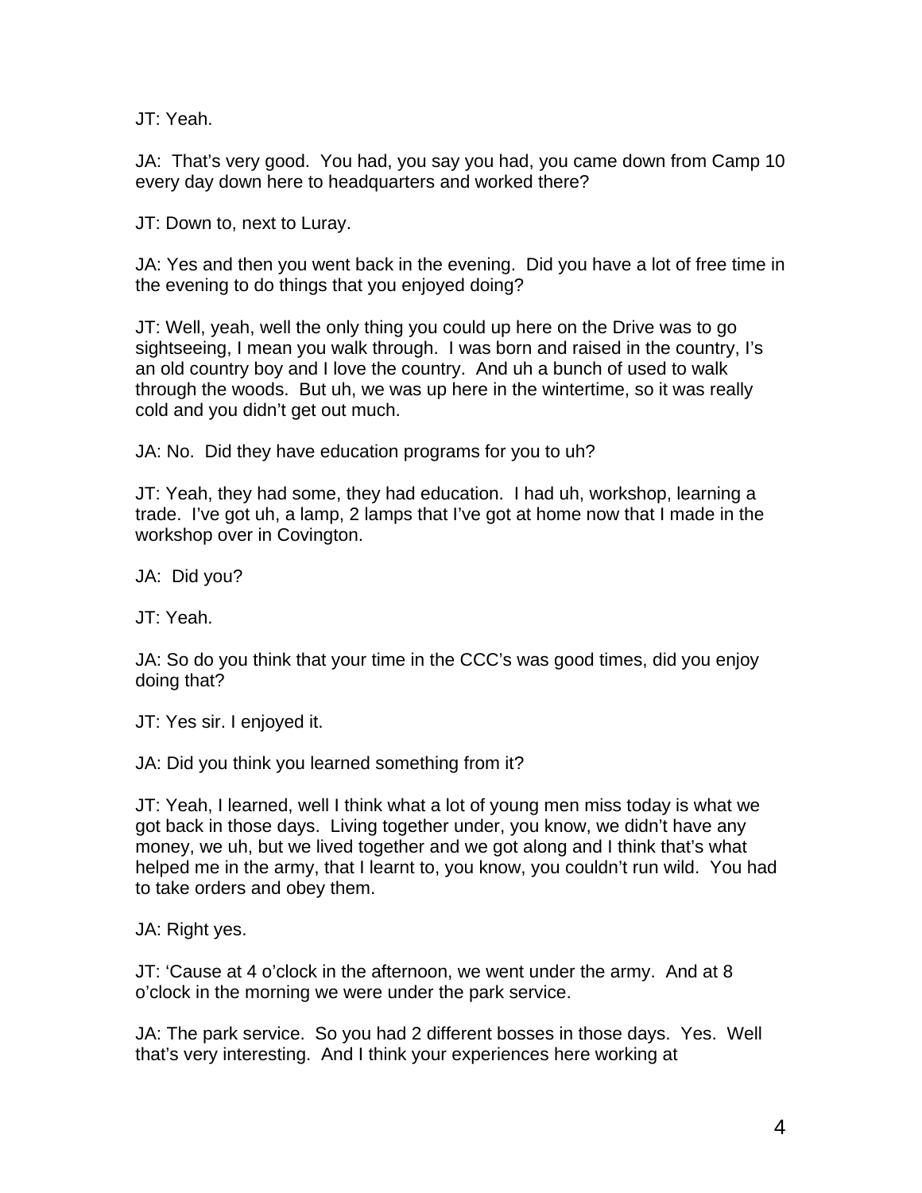JT: Yeah.

JA: That's very good. You had, you say you had, you came down from Camp 10 every day down here to headquarters and worked there?

JT: Down to, next to Luray.

JA: Yes and then you went back in the evening. Did you have a lot of free time in the evening to do things that you enjoyed doing?

JT: Well, yeah, well the only thing you could up here on the Drive was to go sightseeing, I mean you walk through. I was born and raised in the country, I's an old country boy and I love the country. And uh a bunch of used to walk through the woods. But uh, we was up here in the wintertime, so it was really cold and you didn't get out much.

JA: No. Did they have education programs for you to uh?

JT: Yeah, they had some, they had education. I had uh, workshop, learning a trade. I've got uh, a lamp, 2 lamps that I've got at home now that I made in the workshop over in Covington.

JA: Did you?

JT: Yeah.

JA: So do you think that your time in the CCC's was good times, did you enjoy doing that?

JT: Yes sir. I enjoyed it.

JA: Did you think you learned something from it?

JT: Yeah, I learned, well I think what a lot of young men miss today is what we got back in those days. Living together under, you know, we didn't have any money, we uh, but we lived together and we got along and I think that's what helped me in the army, that I learnt to, you know, you couldn't run wild. You had to take orders and obey them.

JA: Right yes.

JT: 'Cause at 4 o'clock in the afternoon, we went under the army. And at 8 o'clock in the morning we were under the park service.

JA: The park service. So you had 2 different bosses in those days. Yes. Well that's very interesting. And I think your experiences here working at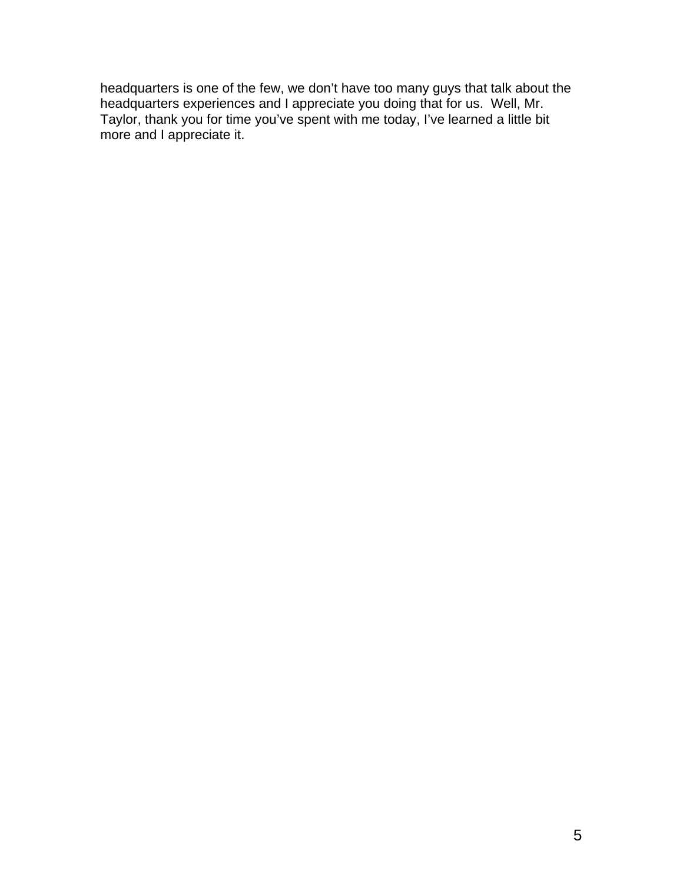headquarters is one of the few, we don't have too many guys that talk about the headquarters experiences and I appreciate you doing that for us. Well, Mr. Taylor, thank you for time you've spent with me today, I've learned a little bit more and I appreciate it.